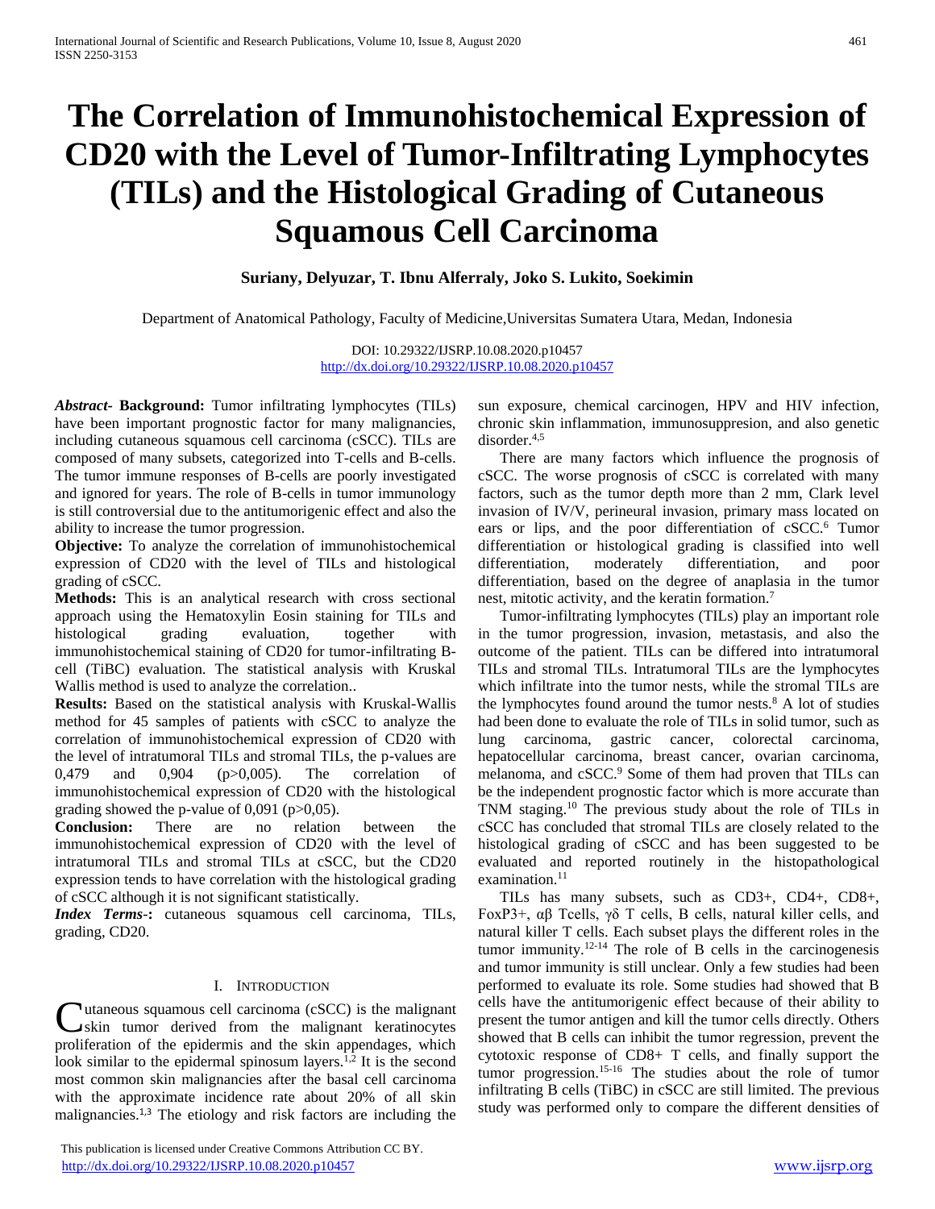# The Correlation of Immunohistochemical Expression of CD20 with the Level of Tumor-Infiltrating Lymphocytes (TILs) and the Histological Grading of Cutaneous Squamous Cell Carcinoma

**Suriany, Delyuzar, T. Ibnu Alferraly, Joko S. Lukito, Soekimin**

Department of Anatomical Pathology, Faculty of Medicine,Universitas Sumatera Utara, Medan, Indonesia

DOI: 10.29322/IJSRP.10.08.2020.p10457
http://dx.doi.org/10.29322/IJSRP.10.08.2020.p10457

***Abstract*- Background:** Tumor infiltrating lymphocytes (TILs) have been important prognostic factor for many malignancies, including cutaneous squamous cell carcinoma (cSCC). TILs are composed of many subsets, categorized into T-cells and B-cells. The tumor immune responses of B-cells are poorly investigated and ignored for years. The role of B-cells in tumor immunology is still controversial due to the antitumorigenic effect and also the ability to increase the tumor progression.

**Objective:** To analyze the correlation of immunohistochemical expression of CD20 with the level of TILs and histological grading of cSCC.

**Methods:** This is an analytical research with cross sectional approach using the Hematoxylin Eosin staining for TILs and histological grading evaluation, together with immunohistochemical staining of CD20 for tumor-infiltrating B-cell (TiBC) evaluation. The statistical analysis with Kruskal Wallis method is used to analyze the correlation..

**Results:** Based on the statistical analysis with Kruskal-Wallis method for 45 samples of patients with cSCC to analyze the correlation of immunohistochemical expression of CD20 with the level of intratumoral TILs and stromal TILs, the p-values are 0,479 and 0,904 (p>0,005). The correlation of immunohistochemical expression of CD20 with the histological grading showed the p-value of 0,091 (p>0,05).

**Conclusion:** There are no relation between the immunohistochemical expression of CD20 with the level of intratumoral TILs and stromal TILs at cSCC, but the CD20 expression tends to have correlation with the histological grading of cSCC although it is not significant statistically.

***Index Terms*-:** cutaneous squamous cell carcinoma, TILs, grading, CD20.

## I. Introduction

Cutaneous squamous cell carcinoma (cSCC) is the malignant skin tumor derived from the malignant keratinocytes proliferation of the epidermis and the skin appendages, which look similar to the epidermal spinosum layers.[1,2] It is the second most common skin malignancies after the basal cell carcinoma with the approximate incidence rate about 20% of all skin malignancies.[1,3] The etiology and risk factors are including the sun exposure, chemical carcinogen, HPV and HIV infection, chronic skin inflammation, immunosuppresion, and also genetic disorder.[4,5]

There are many factors which influence the prognosis of cSCC. The worse prognosis of cSCC is correlated with many factors, such as the tumor depth more than 2 mm, Clark level invasion of IV/V, perineural invasion, primary mass located on ears or lips, and the poor differentiation of cSCC.[6] Tumor differentiation or histological grading is classified into well differentiation, moderately differentiation, and poor differentiation, based on the degree of anaplasia in the tumor nest, mitotic activity, and the keratin formation.[7]

Tumor-infiltrating lymphocytes (TILs) play an important role in the tumor progression, invasion, metastasis, and also the outcome of the patient. TILs can be differed into intratumoral TILs and stromal TILs. Intratumoral TILs are the lymphocytes which infiltrate into the tumor nests, while the stromal TILs are the lymphocytes found around the tumor nests.[8] A lot of studies had been done to evaluate the role of TILs in solid tumor, such as lung carcinoma, gastric cancer, colorectal carcinoma, hepatocellular carcinoma, breast cancer, ovarian carcinoma, melanoma, and cSCC.[9] Some of them had proven that TILs can be the independent prognostic factor which is more accurate than TNM staging.[10] The previous study about the role of TILs in cSCC has concluded that stromal TILs are closely related to the histological grading of cSCC and has been suggested to be evaluated and reported routinely in the histopathological examination.[11]

TILs has many subsets, such as CD3+, CD4+, CD8+, FoxP3+, αβ Tcells, γδ T cells, B cells, natural killer cells, and natural killer T cells. Each subset plays the different roles in the tumor immunity.[12-14] The role of B cells in the carcinogenesis and tumor immunity is still unclear. Only a few studies had been performed to evaluate its role. Some studies had showed that B cells have the antitumorigenic effect because of their ability to present the tumor antigen and kill the tumor cells directly. Others showed that B cells can inhibit the tumor regression, prevent the cytotoxic response of CD8+ T cells, and finally support the tumor progression.[15-16] The studies about the role of tumor infiltrating B cells (TiBC) in cSCC are still limited. The previous study was performed only to compare the different densities of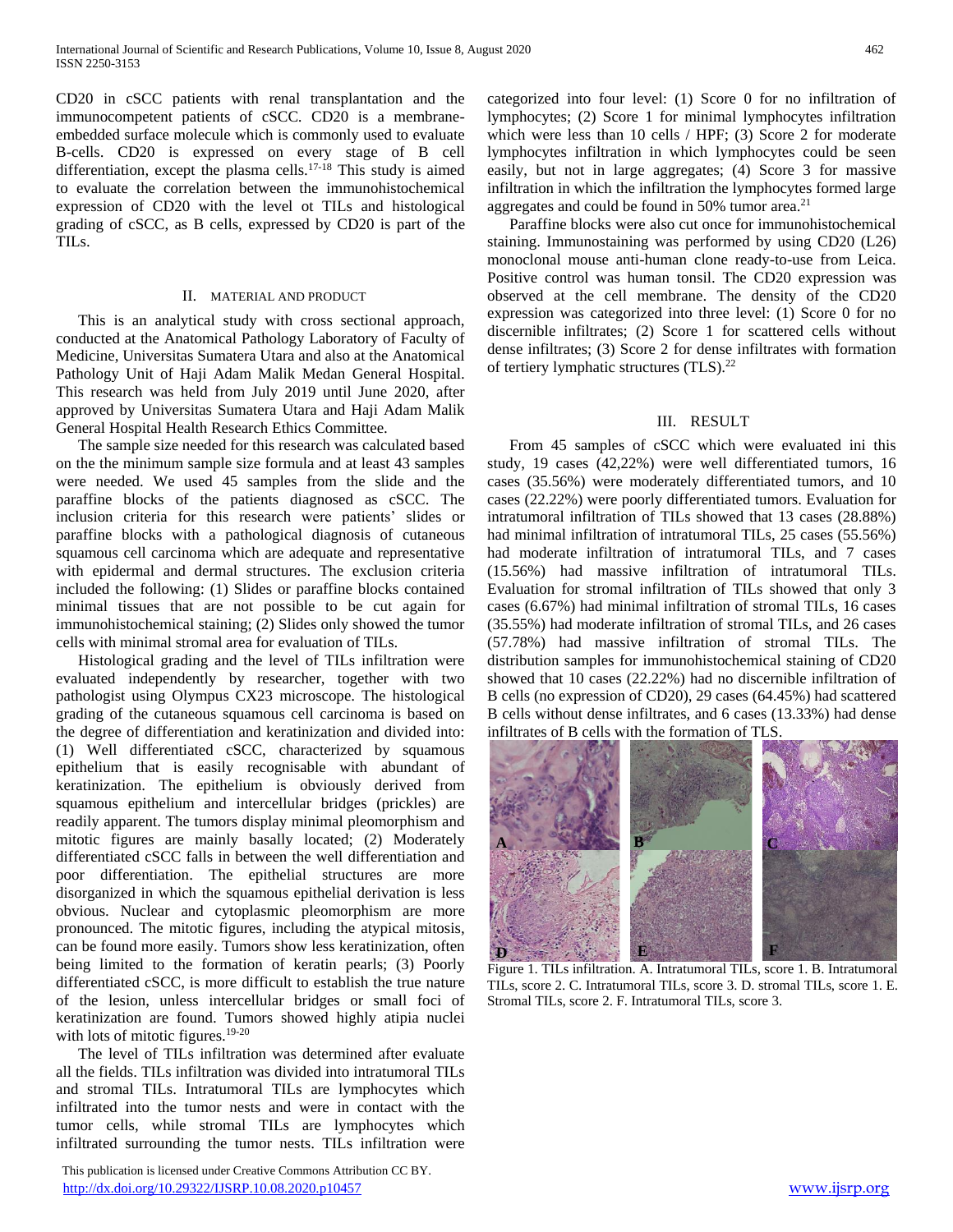CD20 in cSCC patients with renal transplantation and the immunocompetent patients of cSCC. CD20 is a membrane-embedded surface molecule which is commonly used to evaluate B-cells. CD20 is expressed on every stage of B cell differentiation, except the plasma cells.[17-18] This study is aimed to evaluate the correlation between the immunohistochemical expression of CD20 with the level ot TILs and histological grading of cSCC, as B cells, expressed by CD20 is part of the TILs.

## II. MATERIAL AND PRODUCT

This is an analytical study with cross sectional approach, conducted at the Anatomical Pathology Laboratory of Faculty of Medicine, Universitas Sumatera Utara and also at the Anatomical Pathology Unit of Haji Adam Malik Medan General Hospital. This research was held from July 2019 until June 2020, after approved by Universitas Sumatera Utara and Haji Adam Malik General Hospital Health Research Ethics Committee.

The sample size needed for this research was calculated based on the minimum sample size formula and at least 43 samples were needed. We used 45 samples from the slide and the paraffine blocks of the patients diagnosed as cSCC. The inclusion criteria for this research were patients' slides or paraffine blocks with a pathological diagnosis of cutaneous squamous cell carcinoma which are adequate and representative with epidermal and dermal structures. The exclusion criteria included the following: (1) Slides or paraffine blocks contained minimal tissues that are not possible to be cut again for immunohistochemical staining; (2) Slides only showed the tumor cells with minimal stromal area for evaluation of TILs.

Histological grading and the level of TILs infiltration were evaluated independently by researcher, together with two pathologist using Olympus CX23 microscope. The histological grading of the cutaneous squamous cell carcinoma is based on the degree of differentiation and keratinization and divided into: (1) Well differentiated cSCC, characterized by squamous epithelium that is easily recognisable with abundant of keratinization. The epithelium is obviously derived from squamous epithelium and intercellular bridges (prickles) are readily apparent. The tumors display minimal pleomorphism and mitotic figures are mainly basally located; (2) Moderately differentiated cSCC falls in between the well differentiation and poor differentiation. The epithelial structures are more disorganized in which the squamous epithelial derivation is less obvious. Nuclear and cytoplasmic pleomorphism are more pronounced. The mitotic figures, including the atypical mitosis, can be found more easily. Tumors show less keratinization, often being limited to the formation of keratin pearls; (3) Poorly differentiated cSCC, is more difficult to establish the true nature of the lesion, unless intercellular bridges or small foci of keratinization are found. Tumors showed highly atipia nuclei with lots of mitotic figures.[19-20]

The level of TILs infiltration was determined after evaluate all the fields. TILs infiltration was divided into intratumoral TILs and stromal TILs. Intratumoral TILs are lymphocytes which infiltrated into the tumor nests and were in contact with the tumor cells, while stromal TILs are lymphocytes which infiltrated surrounding the tumor nests. TILs infiltration were categorized into four level: (1) Score 0 for no infiltration of lymphocytes; (2) Score 1 for minimal lymphocytes infiltration which were less than 10 cells / HPF; (3) Score 2 for moderate lymphocytes infiltration in which lymphocytes could be seen easily, but not in large aggregates; (4) Score 3 for massive infiltration in which the infiltration the lymphocytes formed large aggregates and could be found in 50% tumor area.[21]

Paraffine blocks were also cut once for immunohistochemical staining. Immunostaining was performed by using CD20 (L26) monoclonal mouse anti-human clone ready-to-use from Leica. Positive control was human tonsil. The CD20 expression was observed at the cell membrane. The density of the CD20 expression was categorized into three level: (1) Score 0 for no discernible infiltrates; (2) Score 1 for scattered cells without dense infiltrates; (3) Score 2 for dense infiltrates with formation of tertiery lymphatic structures (TLS).[22]

## III. RESULT

From 45 samples of cSCC which were evaluated ini this study, 19 cases (42,22%) were well differentiated tumors, 16 cases (35.56%) were moderately differentiated tumors, and 10 cases (22.22%) were poorly differentiated tumors. Evaluation for intratumoral infiltration of TILs showed that 13 cases (28.88%) had minimal infiltration of intratumoral TILs, 25 cases (55.56%) had moderate infiltration of intratumoral TILs, and 7 cases (15.56%) had massive infiltration of intratumoral TILs. Evaluation for stromal infiltration of TILs showed that only 3 cases (6.67%) had minimal infiltration of stromal TILs, 16 cases (35.55%) had moderate infiltration of stromal TILs, and 26 cases (57.78%) had massive infiltration of stromal TILs. The distribution samples for immunohistochemical staining of CD20 showed that 10 cases (22.22%) had no discernible infiltration of B cells (no expression of CD20), 29 cases (64.45%) had scattered B cells without dense infiltrates, and 6 cases (13.33%) had dense infiltrates of B cells with the formation of TLS.

Figure 1. TILs infiltration. A. Intratumoral TILs, score 1. B. Intratumoral TILs, score 2. C. Intratumoral TILs, score 3. D. stromal TILs, score 1. E. Stromal TILs, score 2. F. Intratumoral TILs, score 3.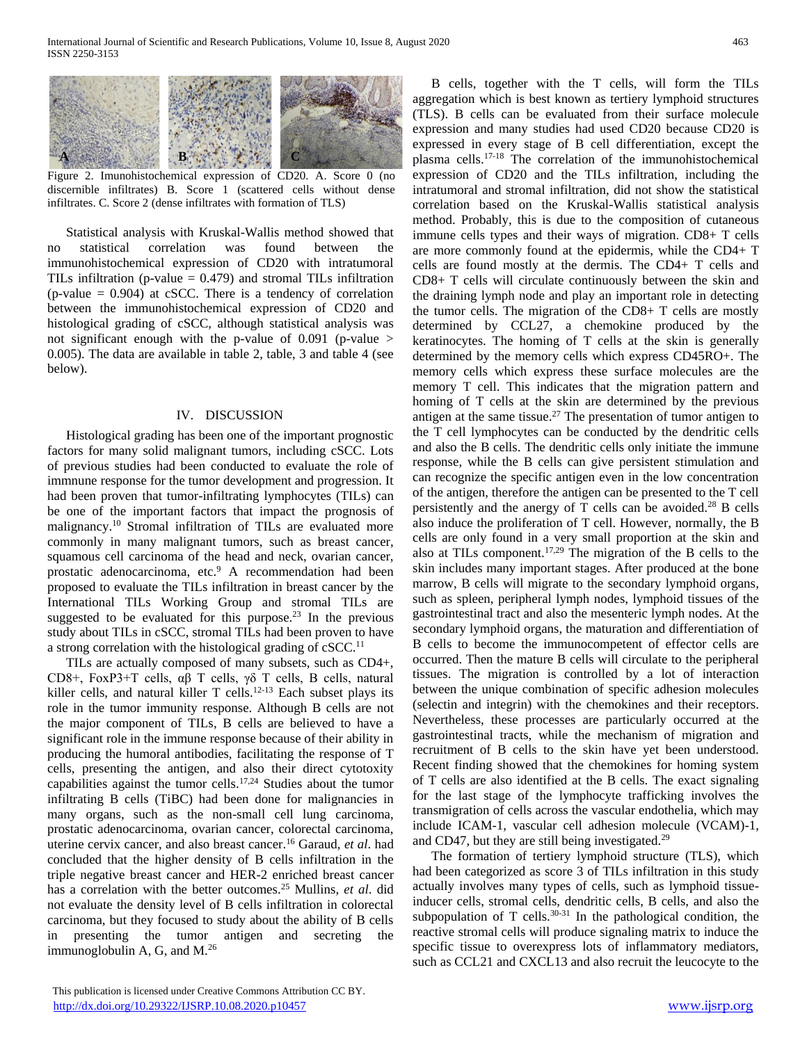Figure 2. Imunohistochemical expression of CD20. A. Score 0 (no discernible infiltrates) B. Score 1 (scattered cells without dense infiltrates. C. Score 2 (dense infiltrates with formation of TLS)

Statistical analysis with Kruskal-Wallis method showed that no statistical correlation was found between the immunohistochemical expression of CD20 with intratumoral TILs infiltration (p-value = 0.479) and stromal TILs infiltration (p-value = 0.904) at cSCC. There is a tendency of correlation between the immunohistochemical expression of CD20 and histological grading of cSCC, although statistical analysis was not significant enough with the p-value of 0.091 (p-value > 0.005). The data are available in table 2, table, 3 and table 4 (see below).

## IV. DISCUSSION

Histological grading has been one of the important prognostic factors for many solid malignant tumors, including cSCC. Lots of previous studies had been conducted to evaluate the role of immnune response for the tumor development and progression. It had been proven that tumor-infiltrating lymphocytes (TILs) can be one of the important factors that impact the prognosis of malignancy.[10] Stromal infiltration of TILs are evaluated more commonly in many malignant tumors, such as breast cancer, squamous cell carcinoma of the head and neck, ovarian cancer, prostatic adenocarcinoma, etc.[9] A recommendation had been proposed to evaluate the TILs infiltration in breast cancer by the International TILs Working Group and stromal TILs are suggested to be evaluated for this purpose.[23] In the previous study about TILs in cSCC, stromal TILs had been proven to have a strong correlation with the histological grading of cSCC.[11]

TILs are actually composed of many subsets, such as CD4+, CD8+, FoxP3+T cells, αβ T cells, γδ T cells, B cells, natural killer cells, and natural killer T cells.[12-13] Each subset plays its role in the tumor immunity response. Although B cells are not the major component of TILs, B cells are believed to have a significant role in the immune response because of their ability in producing the humoral antibodies, facilitating the response of T cells, presenting the antigen, and also their direct cytotoxity capabilities against the tumor cells.[17,24] Studies about the tumor infiltrating B cells (TiBC) had been done for malignancies in many organs, such as the non-small cell lung carcinoma, prostatic adenocarcinoma, ovarian cancer, colorectal carcinoma, uterine cervix cancer, and also breast cancer.[16] Garaud, *et al*. had concluded that the higher density of B cells infiltration in the triple negative breast cancer and HER-2 enriched breast cancer has a correlation with the better outcomes.[25] Mullins, *et al*. did not evaluate the density level of B cells infiltration in colorectal carcinoma, but they focused to study about the ability of B cells in presenting the tumor antigen and secreting the immunoglobulin A, G, and M.[26]

B cells, together with the T cells, will form the TILs aggregation which is best known as tertiery lymphoid structures (TLS). B cells can be evaluated from their surface molecule expression and many studies had used CD20 because CD20 is expressed in every stage of B cell differentiation, except the plasma cells.[17-18] The correlation of the immunohistochemical expression of CD20 and the TILs infiltration, including the intratumoral and stromal infiltration, did not show the statistical correlation based on the Kruskal-Wallis statistical analysis method. Probably, this is due to the composition of cutaneous immune cells types and their ways of migration. CD8+ T cells are more commonly found at the epidermis, while the CD4+ T cells are found mostly at the dermis. The CD4+ T cells and CD8+ T cells will circulate continuously between the skin and the draining lymph node and play an important role in detecting the tumor cells. The migration of the CD8+ T cells are mostly determined by CCL27, a chemokine produced by the keratinocytes. The homing of T cells at the skin is generally determined by the memory cells which express CD45RO+. The memory cells which express these surface molecules are the memory T cell. This indicates that the migration pattern and homing of T cells at the skin are determined by the previous antigen at the same tissue.[27] The presentation of tumor antigen to the T cell lymphocytes can be conducted by the dendritic cells and also the B cells. The dendritic cells only initiate the immune response, while the B cells can give persistent stimulation and can recognize the specific antigen even in the low concentration of the antigen, therefore the antigen can be presented to the T cell persistently and the anergy of T cells can be avoided.[28] B cells also induce the proliferation of T cell. However, normally, the B cells are only found in a very small proportion at the skin and also at TILs component.[17,29] The migration of the B cells to the skin includes many important stages. After produced at the bone marrow, B cells will migrate to the secondary lymphoid organs, such as spleen, peripheral lymph nodes, lymphoid tissues of the gastrointestinal tract and also the mesenteric lymph nodes. At the secondary lymphoid organs, the maturation and differentiation of B cells to become the immunocompetent of effector cells are occurred. Then the mature B cells will circulate to the peripheral tissues. The migration is controlled by a lot of interaction between the unique combination of specific adhesion molecules (selectin and integrin) with the chemokines and their receptors. Nevertheless, these processes are particularly occurred at the gastrointestinal tracts, while the mechanism of migration and recruitment of B cells to the skin have yet been understood. Recent finding showed that the chemokines for homing system of T cells are also identified at the B cells. The exact signaling for the last stage of the lymphocyte trafficking involves the transmigration of cells across the vascular endothelia, which may include ICAM-1, vascular cell adhesion molecule (VCAM)-1, and CD47, but they are still being investigated.[29]

The formation of tertiery lymphoid structure (TLS), which had been categorized as score 3 of TILs infiltration in this study actually involves many types of cells, such as lymphoid tissue-inducer cells, stromal cells, dendritic cells, B cells, and also the subpopulation of T cells.[30-31] In the pathological condition, the reactive stromal cells will produce signaling matrix to induce the specific tissue to overexpress lots of inflammatory mediators, such as CCL21 and CXCL13 and also recruit the leucocyte to the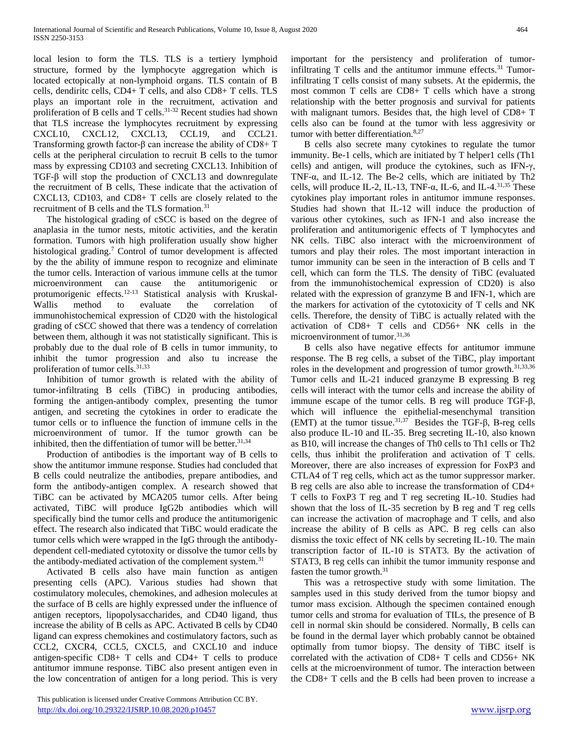local lesion to form the TLS. TLS is a tertiery lymphoid structure, formed by the lymphocyte aggregation which is located ectopically at non-lymphoid organs. TLS contain of B cells, dendiritc cells, CD4+ T cells, and also CD8+ T cells. TLS plays an important role in the recruitment, activation and proliferation of B cells and T cells.[31-32] Recent studies had shown that TLS increase the lymphocytes recruitment by expressing CXCL10, CXCL12, CXCL13, CCL19, and CCL21. Transforming growth factor-β can increase the ability of CD8+ T cells at the peripheral circulation to recruit B cells to the tumor mass by expressing CD103 and secreting CXCL13. Inhibition of TGF-β will stop the production of CXCL13 and downregulate the recruitment of B cells, These indicate that the activation of CXCL13, CD103, and CD8+ T cells are closely related to the recruitment of B cells and the TLS formation.[31]

The histological grading of cSCC is based on the degree of anaplasia in the tumor nests, mitotic activities, and the keratin formation. Tumors with high proliferation usually show higher histological grading.[7] Control of tumor development is affected by the the ability of immune respon to recognize and eliminate the tumor cells. Interaction of various immune cells at the tumor microenvironment can cause the antitumorigenic or protumorigenic effects.[12-13] Statistical analysis with Kruskal-Wallis method to evaluate the correlation of immunohistochemical expression of CD20 with the histological grading of cSCC showed that there was a tendency of correlation between them, although it was not statistically significant. This is probably due to the dual role of B cells in tumor immunity, to inhibit the tumor progression and also tu increase the proliferation of tumor cells.[31,33]

Inhibition of tumor growth is related with the ability of tumor-infiltrating B cells (TiBC) in producing antibodies, forming the antigen-antibody complex, presenting the tumor antigen, and secreting the cytokines in order to eradicate the tumor cells or to influence the function of immune cells in the microenvironment of tumor. If the tumor growth can be inhibited, then the diffentiation of tumor will be better.[31,34]

Production of antibodies is the important way of B cells to show the antitumor immune response. Studies had concluded that B cells could neutralize the antibodies, prepare antibodies, and form the antibody-antigen complex. A research showed that TiBC can be activated by MCA205 tumor cells. After being activated, TiBC will produce IgG2b antibodies which will specifically bind the tumor cells and produce the antitumorigenic effect. The research also indicated that TiBC would eradicate the tumor cells which were wrapped in the IgG through the antibody-dependent cell-mediated cytotoxity or dissolve the tumor cells by the antibody-mediated activation of the complement system.[31]

Activated B cells also have main function as antigen presenting cells (APC). Various studies had shown that costimulatory molecules, chemokines, and adhesion molecules at the surface of B cells are highly expressed under the influence of antigen receptors, lipopolysaccharides, and CD40 ligand, thus increase the ability of B cells as APC. Activated B cells by CD40 ligand can express chemokines and costimulatory factors, such as CCL2, CXCR4, CCL5, CXCL5, and CXCL10 and induce antigen-specific CD8+ T cells and CD4+ T cells to produce antitumor immune response. TiBC also present antigen even in the low concentration of antigen for a long period. This is very important for the persistency and proliferation of tumor-infiltrating T cells and the antitumor immune effects.[31] Tumor-infiltrating T cells consist of many subsets. At the epidermis, the most common T cells are CD8+ T cells which have a strong relationship with the better prognosis and survival for patients with malignant tumors. Besides that, the high level of CD8+ T cells also can be found at the tumor with less aggresivity or tumor with better differentiation.[8,27]

B cells also secrete many cytokines to regulate the tumor immunity. Be-1 cells, which are initiated by T helper1 cells (Th1 cells) and antigen, will produce the cytokines, such as IFN-γ, TNF-α, and IL-12. The Be-2 cells, which are initiated by Th2 cells, will produce IL-2, IL-13, TNF-α, IL-6, and IL-4.[31,35] These cytokines play important roles in antitumor immune responses. Studies had shown that IL-12 will induce the production of various other cytokines, such as IFN-1 and also increase the proliferation and antitumorigenic effects of T lymphocytes and NK cells. TiBC also interact with the microenvironment of tumors and play their roles. The most important interaction in tumor immunity can be seen in the interaction of B cells and T cell, which can form the TLS. The density of TiBC (evaluated from the immunohistochemical expression of CD20) is also related with the expression of granzyme B and IFN-1, which are the markers for activation of the cytotoxicity of T cells and NK cells. Therefore, the density of TiBC is actually related with the activation of CD8+ T cells and CD56+ NK cells in the microenvironment of tumor.[31,36]

B cells also have negative effects for antitumor immune response. The B reg cells, a subset of the TiBC, play important roles in the development and progression of tumor growth.[31,33,36] Tumor cells and IL-21 induced granzyme B expressing B reg cells will interact with the tumor cells and increase the ability of immune escape of the tumor cells. B reg will produce TGF-β, which will influence the epithelial-mesenchymal transition (EMT) at the tumor tissue.[31,37] Besides the TGF-β, B-reg cells also produce IL-10 and IL-35. Breg secreting IL-10, also known as B10, will increase the changes of Th0 cells to Th1 cells or Th2 cells, thus inhibit the proliferation and activation of T cells. Moreover, there are also increases of expression for FoxP3 and CTLA4 of T reg cells, which act as the tumor suppressor marker. B reg cells are also able to increase the transformation of CD4+ T cells to FoxP3 T reg and T reg secreting IL-10. Studies had shown that the loss of IL-35 secretion by B reg and T reg cells can increase the activation of macrophage and T cells, and also increase the ability of B cells as APC. B reg cells can also dismiss the toxic effect of NK cells by secreting IL-10. The main transcription factor of IL-10 is STAT3. By the activation of STAT3, B reg cells can inhibit the tumor immunity response and fasten the tumor growth.[31]

This was a retrospective study with some limitation. The samples used in this study derived from the tumor biopsy and tumor mass excision. Although the specimen contained enough tumor cells and stroma for evaluation of TILs, the presence of B cell in normal skin should be considered. Normally, B cells can be found in the dermal layer which probably cannot be obtained optimally from tumor biopsy. The density of TiBC itself is correlated with the activation of CD8+ T cells and CD56+ NK cells at the microenvironment of tumor. The interaction between the CD8+ T cells and the B cells had been proven to increase a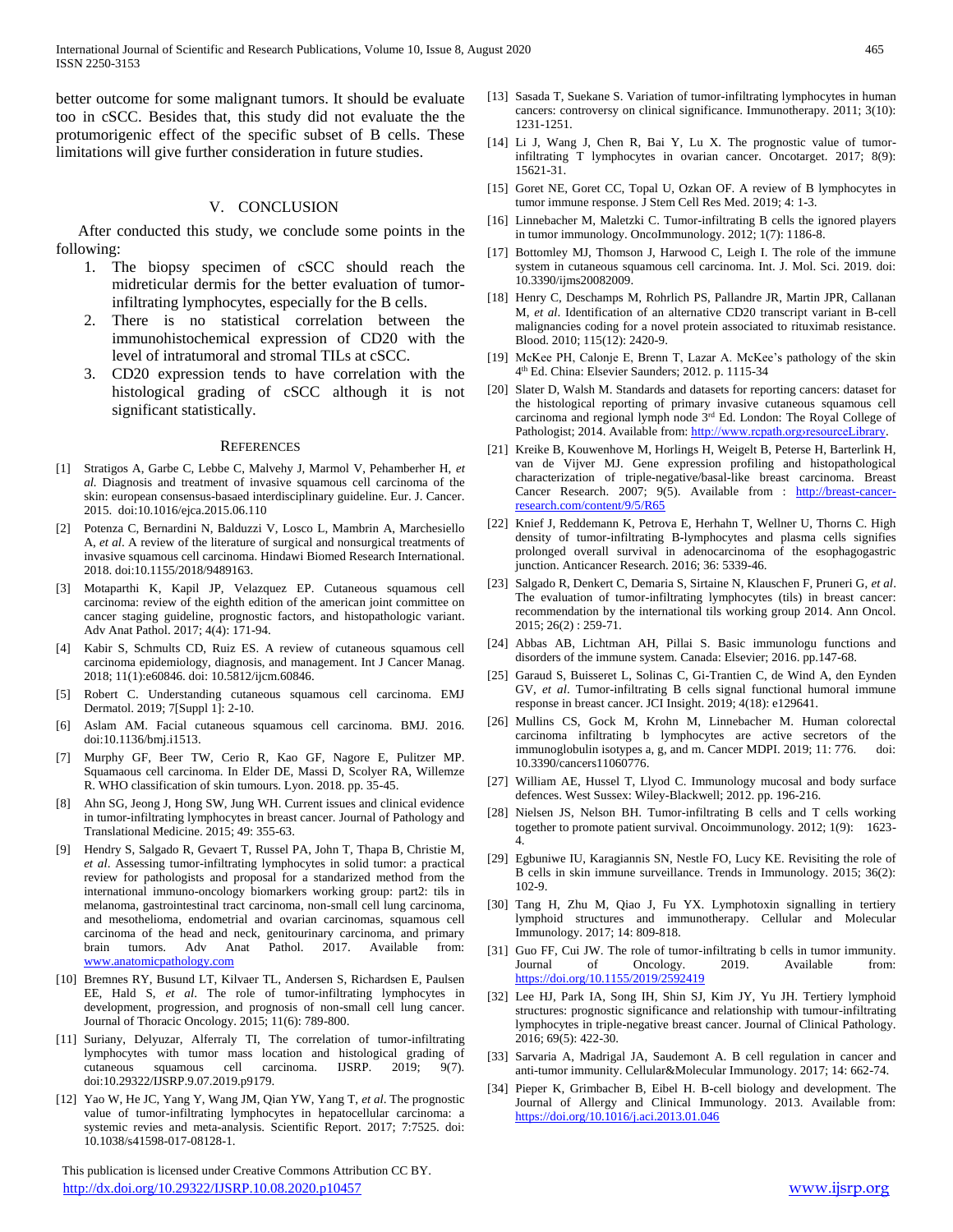better outcome for some malignant tumors. It should be evaluate too in cSCC. Besides that, this study did not evaluate the the protumorigenic effect of the specific subset of B cells. These limitations will give further consideration in future studies.

## V. CONCLUSION

After conducted this study, we conclude some points in the following:

1. The biopsy specimen of cSCC should reach the midreticular dermis for the better evaluation of tumor-infiltrating lymphocytes, especially for the B cells.
2. There is no statistical correlation between the immunohistochemical expression of CD20 with the level of intratumoral and stromal TILs at cSCC.
3. CD20 expression tends to have correlation with the histological grading of cSCC although it is not significant statistically.

## REFERENCES

[1] Stratigos A, Garbe C, Lebbe C, Malvehy J, Marmol V, Pehamberher H, *et al.* Diagnosis and treatment of invasive squamous cell carcinoma of the skin: european consensus-basaed interdisciplinary guideline. Eur. J. Cancer. 2015. doi:10.1016/ejca.2015.06.110

[2] Potenza C, Bernardini N, Balduzzi V, Losco L, Mambrin A, Marchesiello A, *et al*. A review of the literature of surgical and nonsurgical treatments of invasive squamous cell carcinoma. Hindawi Biomed Research International. 2018. doi:10.1155/2018/9489163.

[3] Motaparthi K, Kapil JP, Velazquez EP. Cutaneous squamous cell carcinoma: review of the eighth edition of the american joint committee on cancer staging guideline, prognostic factors, and histopathologic variant. Adv Anat Pathol. 2017; 4(4): 171-94.

[4] Kabir S, Schmults CD, Ruiz ES. A review of cutaneous squamous cell carcinoma epidemiology, diagnosis, and management. Int J Cancer Manag. 2018; 11(1):e60846. doi: 10.5812/ijcm.60846.

[5] Robert C. Understanding cutaneous squamous cell carcinoma. EMJ Dermatol. 2019; 7[Suppl 1]: 2-10.

[6] Aslam AM. Facial cutaneous squamous cell carcinoma. BMJ. 2016. doi:10.1136/bmj.i1513.

[7] Murphy GF, Beer TW, Cerio R, Kao GF, Nagore E, Pulitzer MP. Squamaous cell carcinoma. In Elder DE, Massi D, Scolyer RA, Willemze R. WHO classification of skin tumours. Lyon. 2018. pp. 35-45.

[8] Ahn SG, Jeong J, Hong SW, Jung WH. Current issues and clinical evidence in tumor-infiltrating lymphocytes in breast cancer. Journal of Pathology and Translational Medicine. 2015; 49: 355-63.

[9] Hendry S, Salgado R, Gevaert T, Russel PA, John T, Thapa B, Christie M, *et al*. Assessing tumor-infiltrating lymphocytes in solid tumor: a practical review for pathologists and proposal for a standarized method from the international immuno-oncology biomarkers working group: part2: tils in melanoma, gastrointestinal tract carcinoma, non-small cell lung carcinoma, and mesothelioma, endometrial and ovarian carcinomas, squamous cell carcinoma of the head and neck, genitourinary carcinoma, and primary brain tumors. Adv Anat Pathol. 2017. Available from: www.anatomicpathology.com

[10] Bremnes RY, Busund LT, Kilvaer TL, Andersen S, Richardsen E, Paulsen EE, Hald S, *et al*. The role of tumor-infiltrating lymphocytes in development, progression, and prognosis of non-small cell lung cancer. Journal of Thoracic Oncology. 2015; 11(6): 789-800.

[11] Suriany, Delyuzar, Alferraly TI, The correlation of tumor-infiltrating lymphocytes with tumor mass location and histological grading of cutaneous squamous cell carcinoma. IJSRP. 2019; 9(7). doi:10.29322/IJSRP.9.07.2019.p9179.

[12] Yao W, He JC, Yang Y, Wang JM, Qian YW, Yang T, *et al*. The prognostic value of tumor-infiltrating lymphocytes in hepatocellular carcinoma: a systemic revies and meta-analysis. Scientific Report. 2017; 7:7525. doi: 10.1038/s41598-017-08128-1.

[13] Sasada T, Suekane S. Variation of tumor-infiltrating lymphocytes in human cancers: controversy on clinical significance. Immunotherapy. 2011; 3(10): 1231-1251.

[14] Li J, Wang J, Chen R, Bai Y, Lu X. The prognostic value of tumor-infiltrating T lymphocytes in ovarian cancer. Oncotarget. 2017; 8(9): 15621-31.

[15] Goret NE, Goret CC, Topal U, Ozkan OF. A review of B lymphocytes in tumor immune response. J Stem Cell Res Med. 2019; 4: 1-3.

[16] Linnebacher M, Maletzki C. Tumor-infiltrating B cells the ignored players in tumor immunology. OncoImmunology. 2012; 1(7): 1186-8.

[17] Bottomley MJ, Thomson J, Harwood C, Leigh I. The role of the immune system in cutaneous squamous cell carcinoma. Int. J. Mol. Sci. 2019. doi: 10.3390/ijms20082009.

[18] Henry C, Deschamps M, Rohrlich PS, Pallandre JR, Martin JPR, Callanan M, *et al*. Identification of an alternative CD20 transcript variant in B-cell malignancies coding for a novel protein associated to rituximab resistance. Blood. 2010; 115(12): 2420-9.

[19] McKee PH, Calonje E, Brenn T, Lazar A. McKee's pathology of the skin 4th Ed. China: Elsevier Saunders; 2012. p. 1115-34

[20] Slater D, Walsh M. Standards and datasets for reporting cancers: dataset for the histological reporting of primary invasive cutaneous squamous cell carcinoma and regional lymph node 3rd Ed. London: The Royal College of Pathologist; 2014. Available from: http://www.rcpath.org›resourceLibrary.

[21] Kreike B, Kouwenhove M, Horlings H, Weigelt B, Peterse H, Barterlink H, van de Vijver MJ. Gene expression profiling and histopathological characterization of triple-negative/basal-like breast carcinoma. Breast Cancer Research. 2007; 9(5). Available from : http://breast-cancer-research.com/content/9/5/R65

[22] Knief J, Reddemann K, Petrova E, Herhahn T, Wellner U, Thorns C. High density of tumor-infiltrating B-lymphocytes and plasma cells signifies prolonged overall survival in adenocarcinoma of the esophagogastric junction. Anticancer Research. 2016; 36: 5339-46.

[23] Salgado R, Denkert C, Demaria S, Sirtaine N, Klauschen F, Pruneri G, *et al*. The evaluation of tumor-infiltrating lymphocytes (tils) in breast cancer: recommendation by the international tils working group 2014. Ann Oncol. 2015; 26(2) : 259-71.

[24] Abbas AB, Lichtman AH, Pillai S. Basic immunologu functions and disorders of the immune system. Canada: Elsevier; 2016. pp.147-68.

[25] Garaud S, Buisseret L, Solinas C, Gi-Trantien C, de Wind A, den Eynden GV, *et al*. Tumor-infiltrating B cells signal functional humoral immune response in breast cancer. JCI Insight. 2019; 4(18): e129641.

[26] Mullins CS, Gock M, Krohn M, Linnebacher M. Human colorectal carcinoma infiltrating b lymphocytes are active secretors of the immunoglobulin isotypes a, g, and m. Cancer MDPI. 2019; 11: 776. doi: 10.3390/cancers11060776.

[27] William AE, Hussel T, Llyod C. Immunology mucosal and body surface defences. West Sussex: Wiley-Blackwell; 2012. pp. 196-216.

[28] Nielsen JS, Nelson BH. Tumor-infiltrating B cells and T cells working together to promote patient survival. Oncoimmunology. 2012; 1(9): 1623-4.

[29] Egbuniwe IU, Karagiannis SN, Nestle FO, Lucy KE. Revisiting the role of B cells in skin immune surveillance. Trends in Immunology. 2015; 36(2): 102-9.

[30] Tang H, Zhu M, Qiao J, Fu YX. Lymphotoxin signalling in tertiery lymphoid structures and immunotherapy. Cellular and Molecular Immunology. 2017; 14: 809-818.

[31] Guo FF, Cui JW. The role of tumor-infiltrating b cells in tumor immunity. Journal of Oncology. 2019. Available from: https://doi.org/10.1155/2019/2592419

[32] Lee HJ, Park IA, Song IH, Shin SJ, Kim JY, Yu JH. Tertiery lymphoid structures: prognostic significance and relationship with tumour-infiltrating lymphocytes in triple-negative breast cancer. Journal of Clinical Pathology. 2016; 69(5): 422-30.

[33] Sarvaria A, Madrigal JA, Saudemont A. B cell regulation in cancer and anti-tumor immunity. Cellular&Molecular Immunology. 2017; 14: 662-74.

[34] Pieper K, Grimbacher B, Eibel H. B-cell biology and development. The Journal of Allergy and Clinical Immunology. 2013. Available from: https://doi.org/10.1016/j.aci.2013.01.046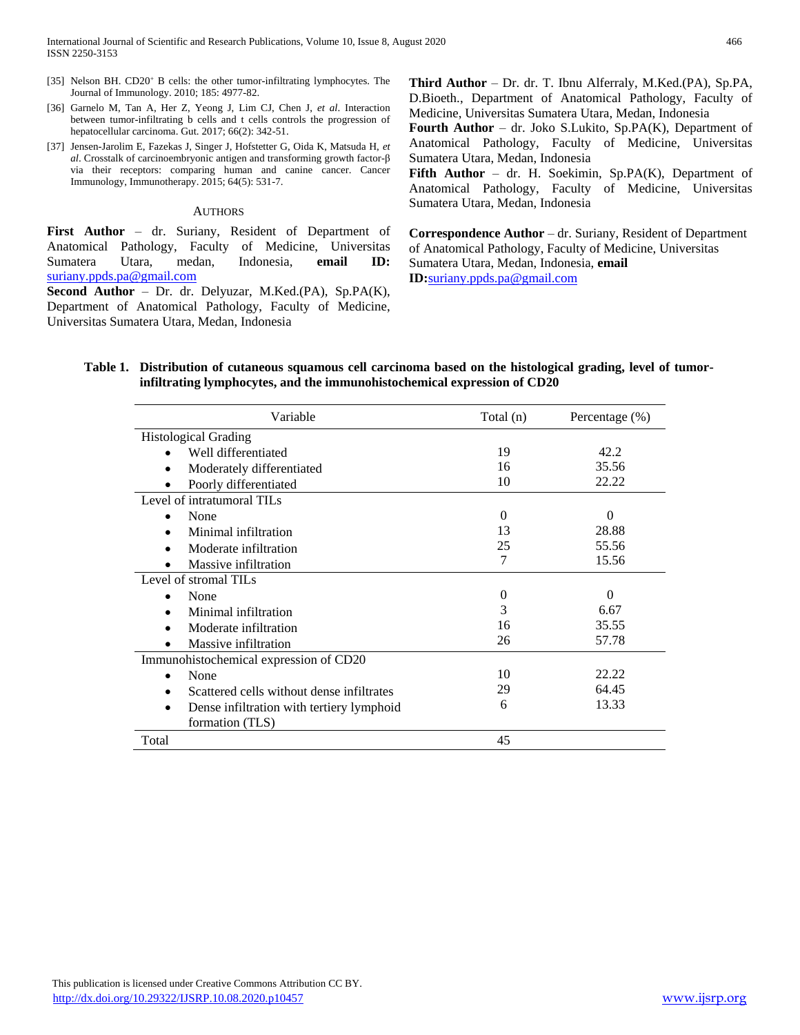[35] Nelson BH. CD20+ B cells: the other tumor-infiltrating lymphocytes. The Journal of Immunology. 2010; 185: 4977-82.

[36] Garnelo M, Tan A, Her Z, Yeong J, Lim CJ, Chen J, *et al*. Interaction between tumor-infiltrating b cells and t cells controls the progression of hepatocellular carcinoma. Gut. 2017; 66(2): 342-51.

[37] Jensen-Jarolim E, Fazekas J, Singer J, Hofstetter G, Oida K, Matsuda H, *et al*. Crosstalk of carcinoembryonic antigen and transforming growth factor-β via their receptors: comparing human and canine cancer. Cancer Immunology, Immunotherapy. 2015; 64(5): 531-7.

## AUTHORS

**First Author** – dr. Suriany, Resident of Department of Anatomical Pathology, Faculty of Medicine, Universitas Sumatera Utara, medan, Indonesia, **email ID:** suriany.ppds.pa@gmail.com

**Second Author** – Dr. dr. Delyuzar, M.Ked.(PA), Sp.PA(K), Department of Anatomical Pathology, Faculty of Medicine, Universitas Sumatera Utara, Medan, Indonesia

**Third Author** – Dr. dr. T. Ibnu Alferraly, M.Ked.(PA), Sp.PA, D.Bioeth., Department of Anatomical Pathology, Faculty of Medicine, Universitas Sumatera Utara, Medan, Indonesia

**Fourth Author** – dr. Joko S.Lukito, Sp.PA(K), Department of Anatomical Pathology, Faculty of Medicine, Universitas Sumatera Utara, Medan, Indonesia

**Fifth Author** – dr. H. Soekimin, Sp.PA(K), Department of Anatomical Pathology, Faculty of Medicine, Universitas Sumatera Utara, Medan, Indonesia

**Correspondence Author** – dr. Suriany, Resident of Department of Anatomical Pathology, Faculty of Medicine, Universitas Sumatera Utara, Medan, Indonesia, **email ID:**suriany.ppds.pa@gmail.com

**Table 1. Distribution of cutaneous squamous cell carcinoma based on the histological grading, level of tumor-infiltrating lymphocytes, and the immunohistochemical expression of CD20**

| Variable | Total (n) | Percentage (%) |
|---|---|---|
| Histological Grading | | |
| • Well differentiated | 19 | 42.2 |
| • Moderately differentiated | 16 | 35.56 |
| • Poorly differentiated | 10 | 22.22 |
| Level of intratumoral TILs | | |
| • None | 0 | 0 |
| • Minimal infiltration | 13 | 28.88 |
| • Moderate infiltration | 25 | 55.56 |
| • Massive infiltration | 7 | 15.56 |
| Level of stromal TILs | | |
| • None | 0 | 0 |
| • Minimal infiltration | 3 | 6.67 |
| • Moderate infiltration | 16 | 35.55 |
| • Massive infiltration | 26 | 57.78 |
| Immunohistochemical expression of CD20 | | |
| • None | 10 | 22.22 |
| • Scattered cells without dense infiltrates | 29 | 64.45 |
| • Dense infiltration with tertiery lymphoid formation (TLS) | 6 | 13.33 |
| Total | 45 | |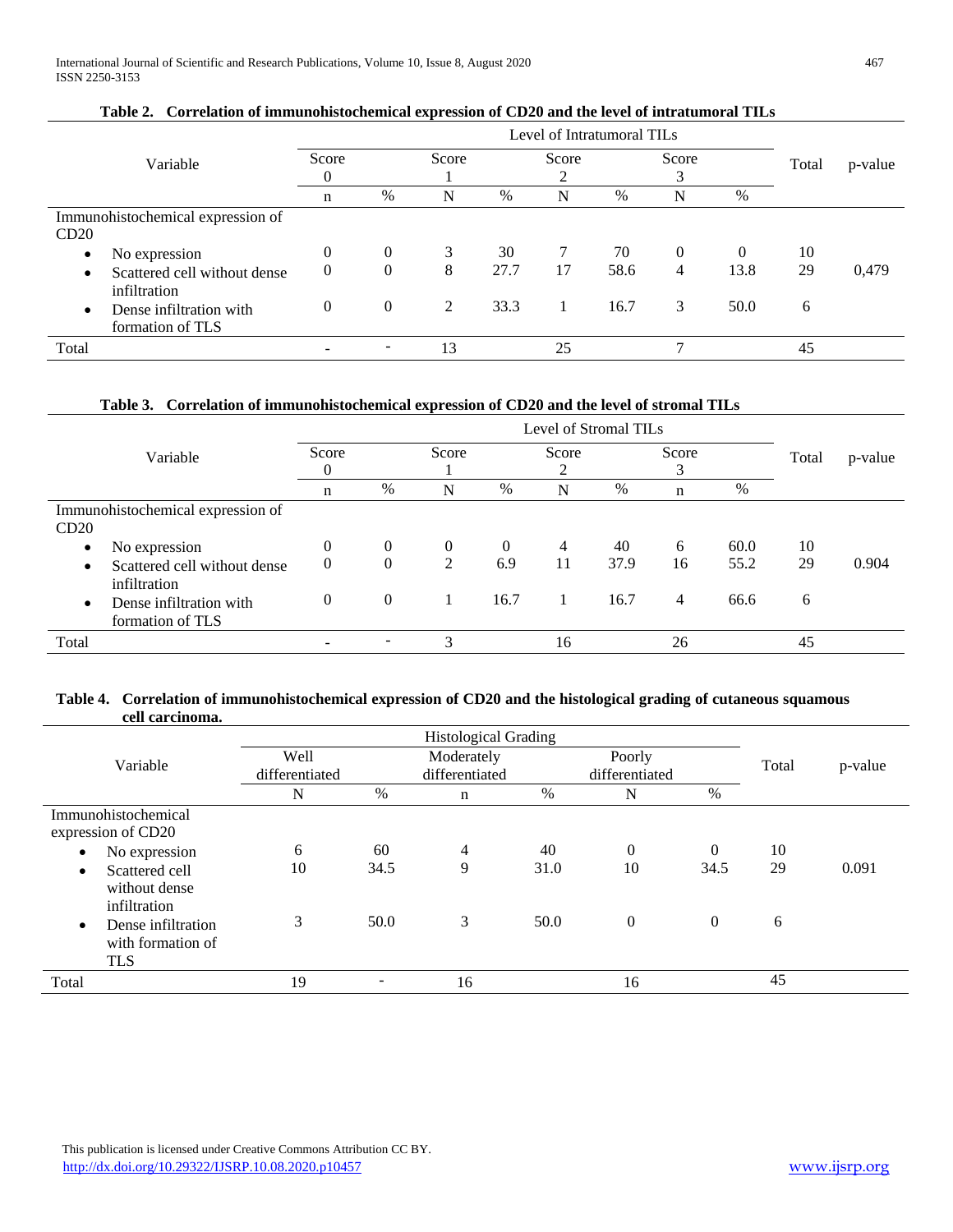**Table 2. Correlation of immunohistochemical expression of CD20 and the level of intratumoral TILs**

| Variable | Level of Intratumoral TILs | | | | | | | | Total | p-value |
|---|---|---|---|---|---|---|---|---|---|---|
| | Score 0 | | Score 1 | | Score 2 | | Score 3 | | | |
| | n | % | N | % | N | % | N | % | | |
| Immunohistochemical expression of CD20 | | | | | | | | | | |
| • No expression | 0 | 0 | 3 | 30 | 7 | 70 | 0 | 0 | 10 | |
| • Scattered cell without dense infiltration | 0 | 0 | 8 | 27.7 | 17 | 58.6 | 4 | 13.8 | 29 | 0,479 |
| • Dense infiltration with formation of TLS | 0 | 0 | 2 | 33.3 | 1 | 16.7 | 3 | 50.0 | 6 | |
| Total | - | - | 13 | | 25 | | 7 | | 45 | |

**Table 3. Correlation of immunohistochemical expression of CD20 and the level of stromal TILs**

| Variable | Level of Stromal TILs | | | | | | | | Total | p-value |
|---|---|---|---|---|---|---|---|---|---|---|
| | Score 0 | | Score 1 | | Score 2 | | Score 3 | | | |
| | n | % | N | % | N | % | n | % | | |
| Immunohistochemical expression of CD20 | | | | | | | | | | |
| • No expression | 0 | 0 | 0 | 0 | 4 | 40 | 6 | 60.0 | 10 | |
| • Scattered cell without dense infiltration | 0 | 0 | 2 | 6.9 | 11 | 37.9 | 16 | 55.2 | 29 | 0.904 |
| • Dense infiltration with formation of TLS | 0 | 0 | 1 | 16.7 | 1 | 16.7 | 4 | 66.6 | 6 | |
| Total | - | - | 3 | | 16 | | 26 | | 45 | |

**Table 4. Correlation of immunohistochemical expression of CD20 and the histological grading of cutaneous squamous cell carcinoma.**

| Variable | Histological Grading | | | | | | Total | p-value |
|---|---|---|---|---|---|---|---|---|
| | Well differentiated | | Moderately differentiated | | Poorly differentiated | | | |
| | N | % | n | % | N | % | | |
| Immunohistochemical expression of CD20 | | | | | | | | |
| • No expression | 6 | 60 | 4 | 40 | 0 | 0 | 10 | |
| • Scattered cell without dense infiltration | 10 | 34.5 | 9 | 31.0 | 10 | 34.5 | 29 | 0.091 |
| • Dense infiltration with formation of TLS | 3 | 50.0 | 3 | 50.0 | 0 | 0 | 6 | |
| Total | 19 | - | 16 | | 16 | | 45 | |